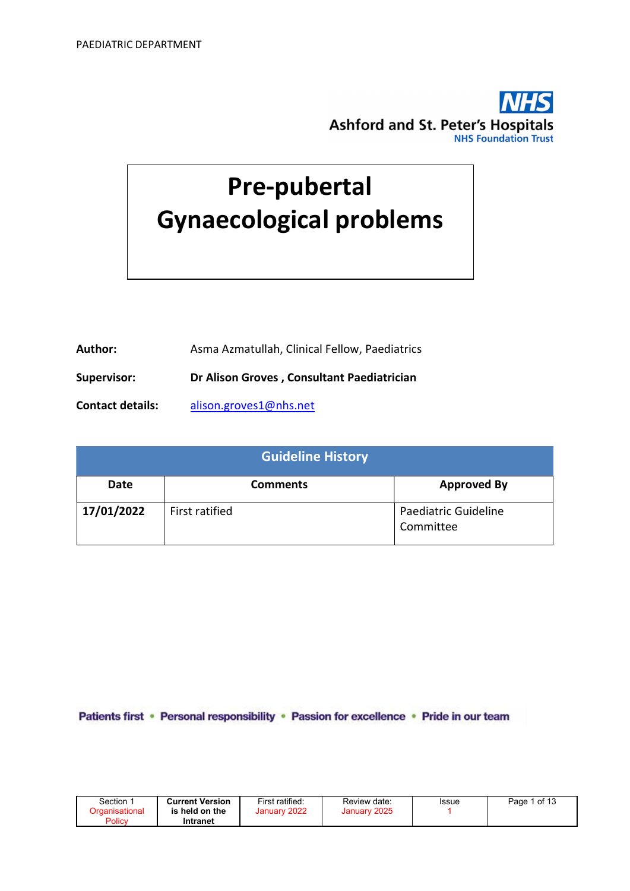# Pre-pubertal Gynaecological problems

**Author:** Asma Azmatullah, Clinical Fellow, Paediatrics

**Supervisor:** **Dr Alison Groves , Consultant Paediatrician**

**Contact details:** alison.groves1@nhs.net

| Guideline History | | |
|---|---|---|
| **Date** | **Comments** | **Approved By** |
| **17/01/2022** | First ratified | Paediatric Guideline Committee |

Patients first • Personal responsibility • Passion for excellence • Pride in our team

| Section 1 Organisational Policy | Current Version is held on the Intranet | First ratified: January 2022 | Review date: January 2025 | Issue 1 |
|---|---|---|---|---|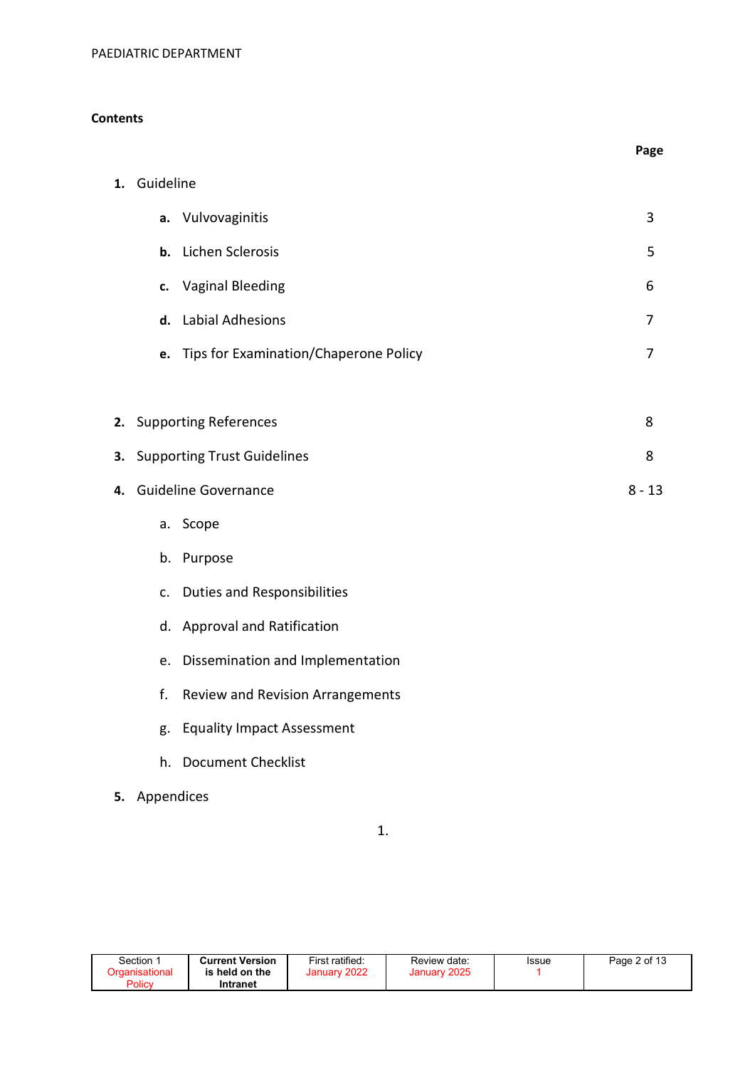**Contents**

| | Page |
|---|---|
| **1.** Guideline | |
| **a.** Vulvovaginitis | 3 |
| **b.** Lichen Sclerosis | 5 |
| **c.** Vaginal Bleeding | 6 |
| **d.** Labial Adhesions | 7 |
| **e.** Tips for Examination/Chaperone Policy | 7 |
| **2.** Supporting References | 8 |
| **3.** Supporting Trust Guidelines | 8 |
| **4.** Guideline Governance | 8 - 13 |
| a. Scope | |
| b. Purpose | |
| c. Duties and Responsibilities | |
| d. Approval and Ratification | |
| e. Dissemination and Implementation | |
| f. Review and Revision Arrangements | |
| g. Equality Impact Assessment | |
| h. Document Checklist | |
| **5.** Appendices | |

1.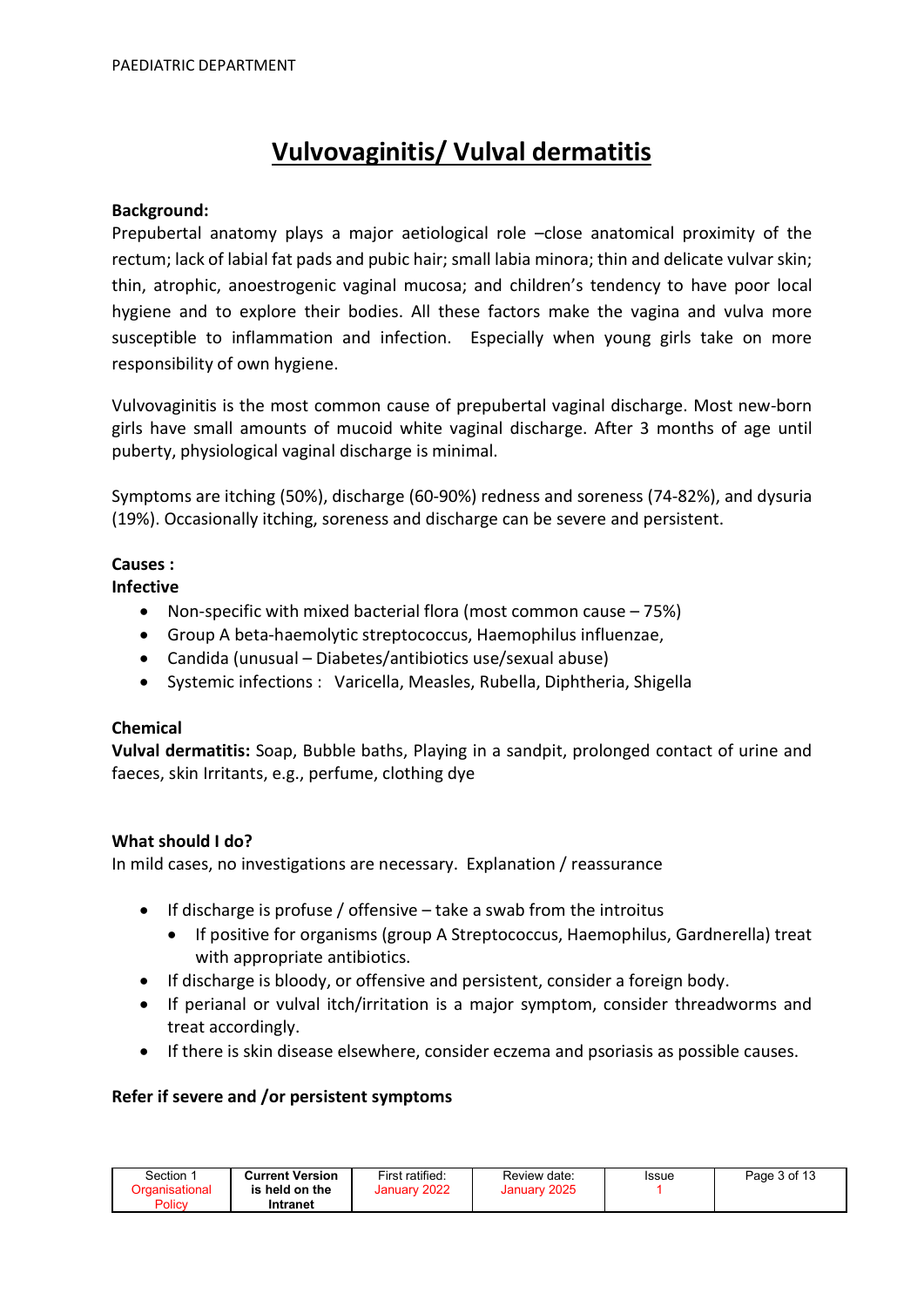# Vulvovaginitis/ Vulval dermatitis

**Background:**

Prepubertal anatomy plays a major aetiological role –close anatomical proximity of the rectum; lack of labial fat pads and pubic hair; small labia minora; thin and delicate vulvar skin; thin, atrophic, anoestrogenic vaginal mucosa; and children's tendency to have poor local hygiene and to explore their bodies. All these factors make the vagina and vulva more susceptible to inflammation and infection. Especially when young girls take on more responsibility of own hygiene.

Vulvovaginitis is the most common cause of prepubertal vaginal discharge. Most new-born girls have small amounts of mucoid white vaginal discharge. After 3 months of age until puberty, physiological vaginal discharge is minimal.

Symptoms are itching (50%), discharge (60-90%) redness and soreness (74-82%), and dysuria (19%). Occasionally itching, soreness and discharge can be severe and persistent.

**Causes :**

**Infective**

- Non-specific with mixed bacterial flora (most common cause – 75%)
- Group A beta-haemolytic streptococcus, Haemophilus influenzae,
- Candida (unusual – Diabetes/antibiotics use/sexual abuse)
- Systemic infections : Varicella, Measles, Rubella, Diphtheria, Shigella

**Chemical**

**Vulval dermatitis:** Soap, Bubble baths, Playing in a sandpit, prolonged contact of urine and faeces, skin Irritants, e.g., perfume, clothing dye

**What should I do?**

In mild cases, no investigations are necessary. Explanation / reassurance

- If discharge is profuse / offensive – take a swab from the introitus
  - If positive for organisms (group A Streptococcus, Haemophilus, Gardnerella) treat with appropriate antibiotics.
- If discharge is bloody, or offensive and persistent, consider a foreign body.
- If perianal or vulval itch/irritation is a major symptom, consider threadworms and treat accordingly.
- If there is skin disease elsewhere, consider eczema and psoriasis as possible causes.

**Refer if severe and /or persistent symptoms**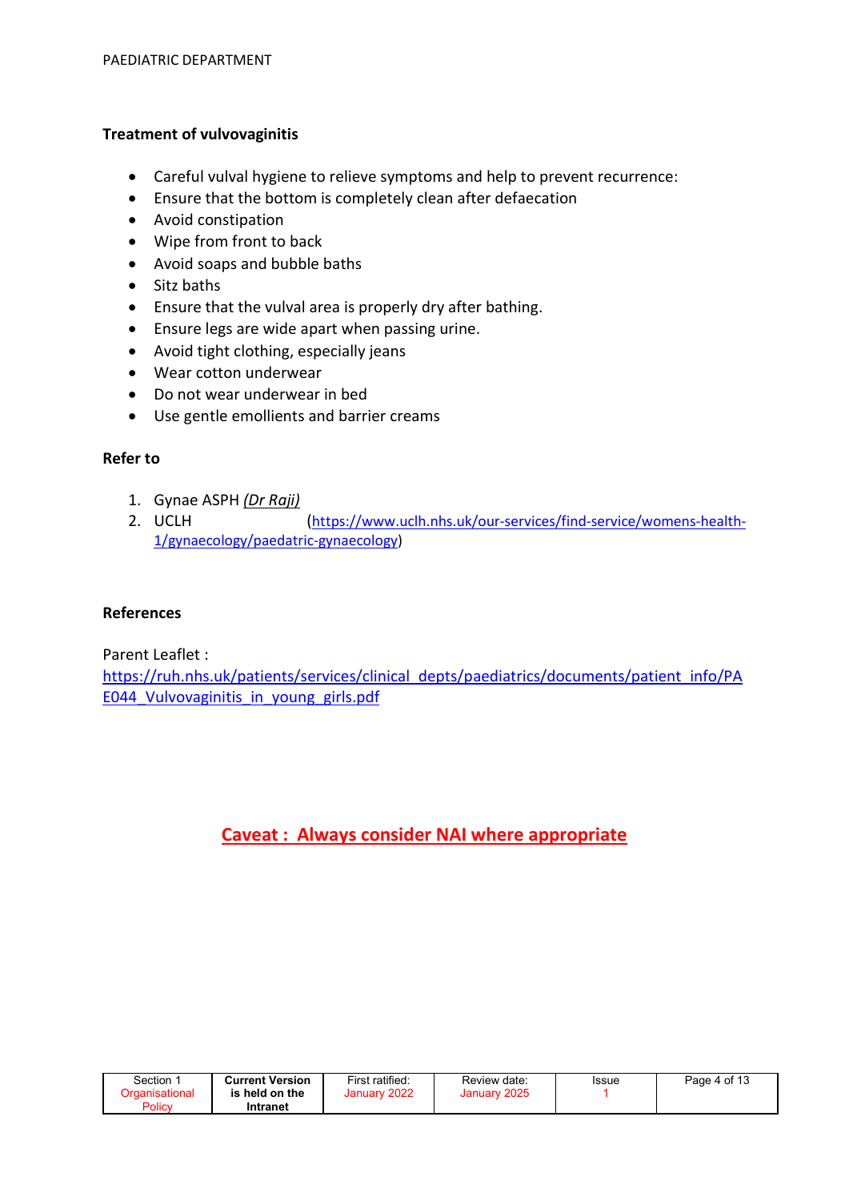**Treatment of vulvovaginitis**

- Careful vulval hygiene to relieve symptoms and help to prevent recurrence:
- Ensure that the bottom is completely clean after defaecation
- Avoid constipation
- Wipe from front to back
- Avoid soaps and bubble baths
- Sitz baths
- Ensure that the vulval area is properly dry after bathing.
- Ensure legs are wide apart when passing urine.
- Avoid tight clothing, especially jeans
- Wear cotton underwear
- Do not wear underwear in bed
- Use gentle emollients and barrier creams

**Refer to**

1. Gynae ASPH *(Dr Raji)*
2. UCLH (https://www.uclh.nhs.uk/our-services/find-service/womens-health-1/gynaecology/paedatric-gynaecology)

**References**

Parent Leaflet :
https://ruh.nhs.uk/patients/services/clinical_depts/paediatrics/documents/patient_info/PAE044_Vulvovaginitis_in_young_girls.pdf

**Caveat : Always consider NAI where appropriate**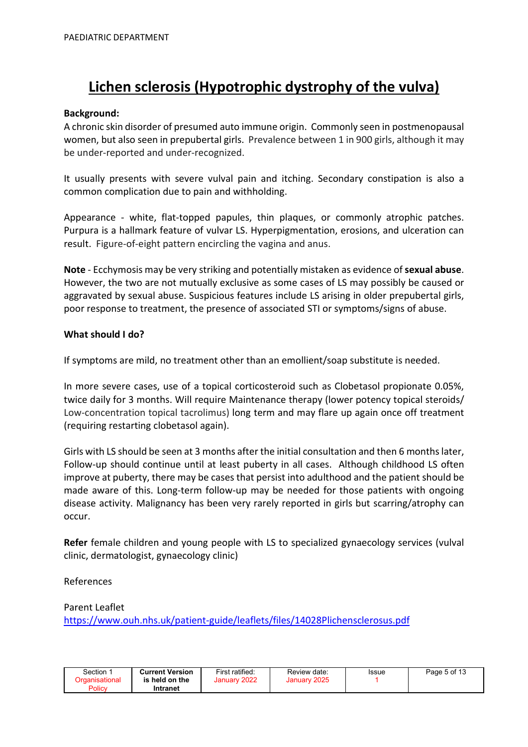# Lichen sclerosis (Hypotrophic dystrophy of the vulva)

**Background:**
A chronic skin disorder of presumed auto immune origin. Commonly seen in postmenopausal women, but also seen in prepubertal girls. Prevalence between 1 in 900 girls, although it may be under-reported and under-recognized.

It usually presents with severe vulval pain and itching. Secondary constipation is also a common complication due to pain and withholding.

Appearance - white, flat-topped papules, thin plaques, or commonly atrophic patches. Purpura is a hallmark feature of vulvar LS. Hyperpigmentation, erosions, and ulceration can result. Figure-of-eight pattern encircling the vagina and anus.

**Note** - Ecchymosis may be very striking and potentially mistaken as evidence of **sexual abuse**. However, the two are not mutually exclusive as some cases of LS may possibly be caused or aggravated by sexual abuse. Suspicious features include LS arising in older prepubertal girls, poor response to treatment, the presence of associated STI or symptoms/signs of abuse.

**What should I do?**

If symptoms are mild, no treatment other than an emollient/soap substitute is needed.

In more severe cases, use of a topical corticosteroid such as Clobetasol propionate 0.05%, twice daily for 3 months. Will require Maintenance therapy (lower potency topical steroids/ Low-concentration topical tacrolimus) long term and may flare up again once off treatment (requiring restarting clobetasol again).

Girls with LS should be seen at 3 months after the initial consultation and then 6 months later, Follow-up should continue until at least puberty in all cases. Although childhood LS often improve at puberty, there may be cases that persist into adulthood and the patient should be made aware of this. Long-term follow-up may be needed for those patients with ongoing disease activity. Malignancy has been very rarely reported in girls but scarring/atrophy can occur.

**Refer** female children and young people with LS to specialized gynaecology services (vulval clinic, dermatologist, gynaecology clinic)

References

Parent Leaflet
https://www.ouh.nhs.uk/patient-guide/leaflets/files/14028Plichensclerosus.pdf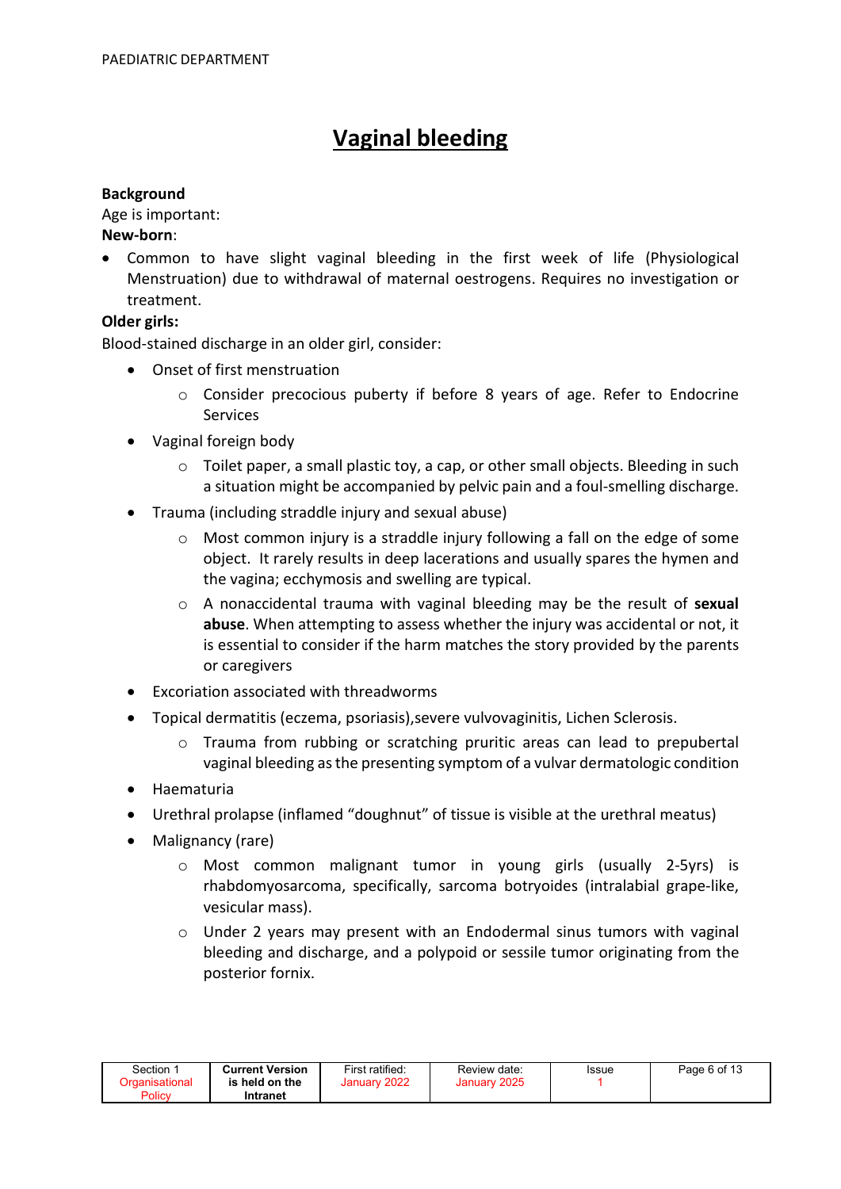# Vaginal bleeding

**Background**

Age is important:

**New-born**:

- Common to have slight vaginal bleeding in the first week of life (Physiological Menstruation) due to withdrawal of maternal oestrogens. Requires no investigation or treatment.

**Older girls:**

Blood-stained discharge in an older girl, consider:

- Onset of first menstruation
  - Consider precocious puberty if before 8 years of age. Refer to Endocrine Services
- Vaginal foreign body
  - Toilet paper, a small plastic toy, a cap, or other small objects. Bleeding in such a situation might be accompanied by pelvic pain and a foul-smelling discharge.
- Trauma (including straddle injury and sexual abuse)
  - Most common injury is a straddle injury following a fall on the edge of some object. It rarely results in deep lacerations and usually spares the hymen and the vagina; ecchymosis and swelling are typical.
  - A nonaccidental trauma with vaginal bleeding may be the result of **sexual abuse**. When attempting to assess whether the injury was accidental or not, it is essential to consider if the harm matches the story provided by the parents or caregivers
- Excoriation associated with threadworms
- Topical dermatitis (eczema, psoriasis),severe vulvovaginitis, Lichen Sclerosis.
  - Trauma from rubbing or scratching pruritic areas can lead to prepubertal vaginal bleeding as the presenting symptom of a vulvar dermatologic condition
- Haematuria
- Urethral prolapse (inflamed "doughnut" of tissue is visible at the urethral meatus)
- Malignancy (rare)
  - Most common malignant tumor in young girls (usually 2-5yrs) is rhabdomyosarcoma, specifically, sarcoma botryoides (intralabial grape-like, vesicular mass).
  - Under 2 years may present with an Endodermal sinus tumors with vaginal bleeding and discharge, and a polypoid or sessile tumor originating from the posterior fornix.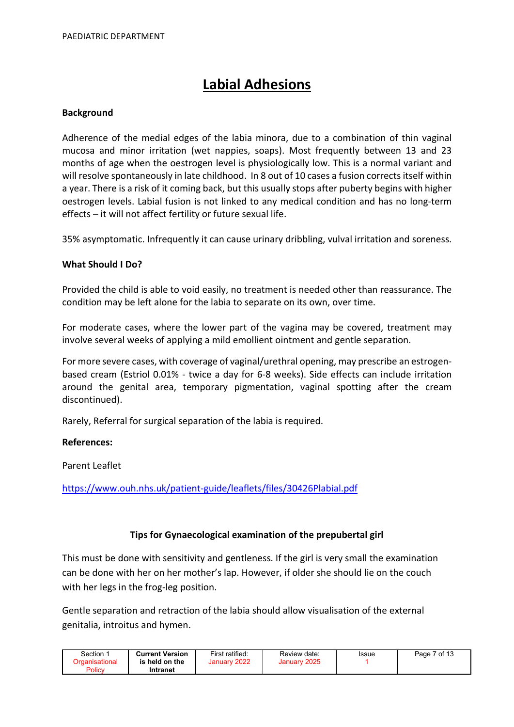# Labial Adhesions

**Background**

Adherence of the medial edges of the labia minora, due to a combination of thin vaginal mucosa and minor irritation (wet nappies, soaps). Most frequently between 13 and 23 months of age when the oestrogen level is physiologically low. This is a normal variant and will resolve spontaneously in late childhood. In 8 out of 10 cases a fusion corrects itself within a year. There is a risk of it coming back, but this usually stops after puberty begins with higher oestrogen levels. Labial fusion is not linked to any medical condition and has no long-term effects – it will not affect fertility or future sexual life.

35% asymptomatic. Infrequently it can cause urinary dribbling, vulval irritation and soreness.

**What Should I Do?**

Provided the child is able to void easily, no treatment is needed other than reassurance. The condition may be left alone for the labia to separate on its own, over time.

For moderate cases, where the lower part of the vagina may be covered, treatment may involve several weeks of applying a mild emollient ointment and gentle separation.

For more severe cases, with coverage of vaginal/urethral opening, may prescribe an estrogen-based cream (Estriol 0.01% - twice a day for 6-8 weeks). Side effects can include irritation around the genital area, temporary pigmentation, vaginal spotting after the cream discontinued).

Rarely, Referral for surgical separation of the labia is required.

**References:**

Parent Leaflet

https://www.ouh.nhs.uk/patient-guide/leaflets/files/30426Plabial.pdf

**Tips for Gynaecological examination of the prepubertal girl**

This must be done with sensitivity and gentleness. If the girl is very small the examination can be done with her on her mother's lap. However, if older she should lie on the couch with her legs in the frog-leg position.

Gentle separation and retraction of the labia should allow visualisation of the external genitalia, introitus and hymen.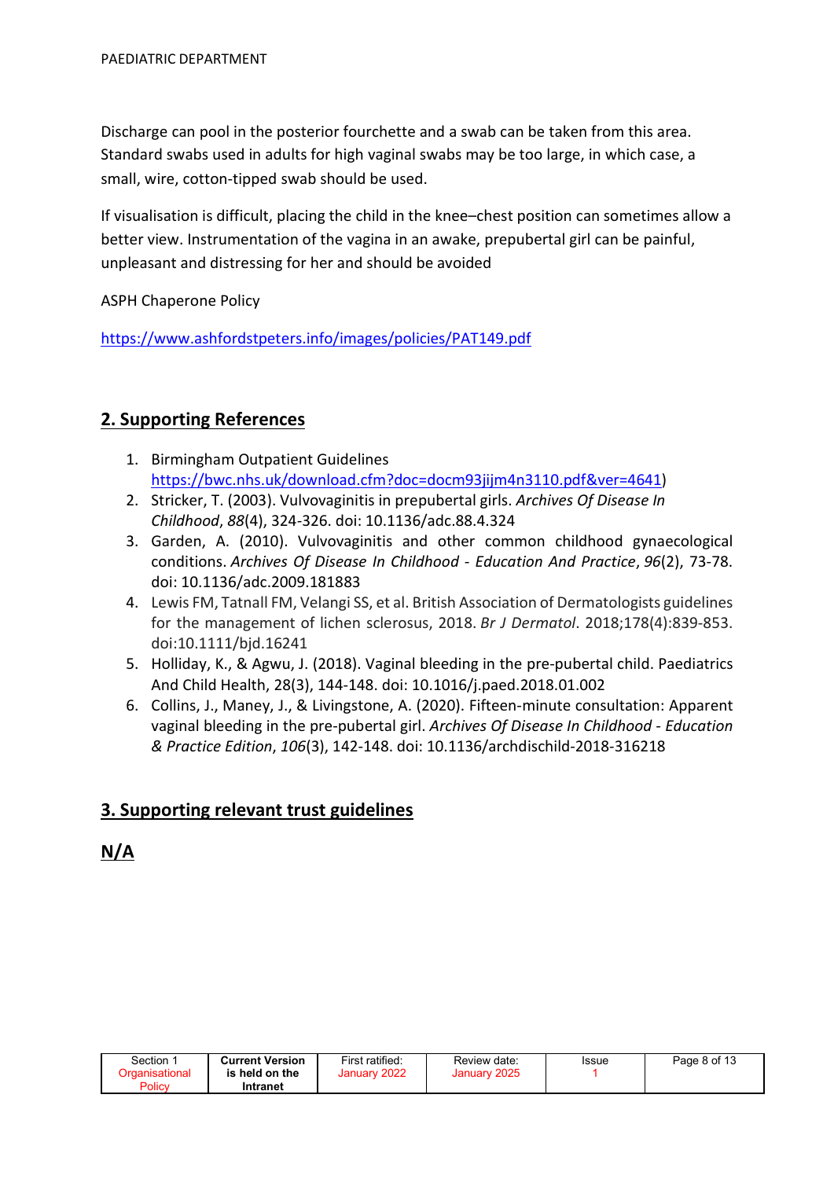Discharge can pool in the posterior fourchette and a swab can be taken from this area. Standard swabs used in adults for high vaginal swabs may be too large, in which case, a small, wire, cotton-tipped swab should be used.

If visualisation is difficult, placing the child in the knee–chest position can sometimes allow a better view. Instrumentation of the vagina in an awake, prepubertal girl can be painful, unpleasant and distressing for her and should be avoided

ASPH Chaperone Policy

https://www.ashfordstpeters.info/images/policies/PAT149.pdf

## 2. Supporting References

1. Birmingham Outpatient Guidelines https://bwc.nhs.uk/download.cfm?doc=docm93jijm4n3110.pdf&ver=4641)
2. Stricker, T. (2003). Vulvovaginitis in prepubertal girls. *Archives Of Disease In Childhood*, *88*(4), 324-326. doi: 10.1136/adc.88.4.324
3. Garden, A. (2010). Vulvovaginitis and other common childhood gynaecological conditions. *Archives Of Disease In Childhood - Education And Practice*, *96*(2), 73-78. doi: 10.1136/adc.2009.181883
4. Lewis FM, Tatnall FM, Velangi SS, et al. British Association of Dermatologists guidelines for the management of lichen sclerosus, 2018. *Br J Dermatol*. 2018;178(4):839-853. doi:10.1111/bjd.16241
5. Holliday, K., & Agwu, J. (2018). Vaginal bleeding in the pre-pubertal child. Paediatrics And Child Health, 28(3), 144-148. doi: 10.1016/j.paed.2018.01.002
6. Collins, J., Maney, J., & Livingstone, A. (2020). Fifteen-minute consultation: Apparent vaginal bleeding in the pre-pubertal girl. *Archives Of Disease In Childhood - Education & Practice Edition*, *106*(3), 142-148. doi: 10.1136/archdischild-2018-316218

## 3. Supporting relevant trust guidelines

## N/A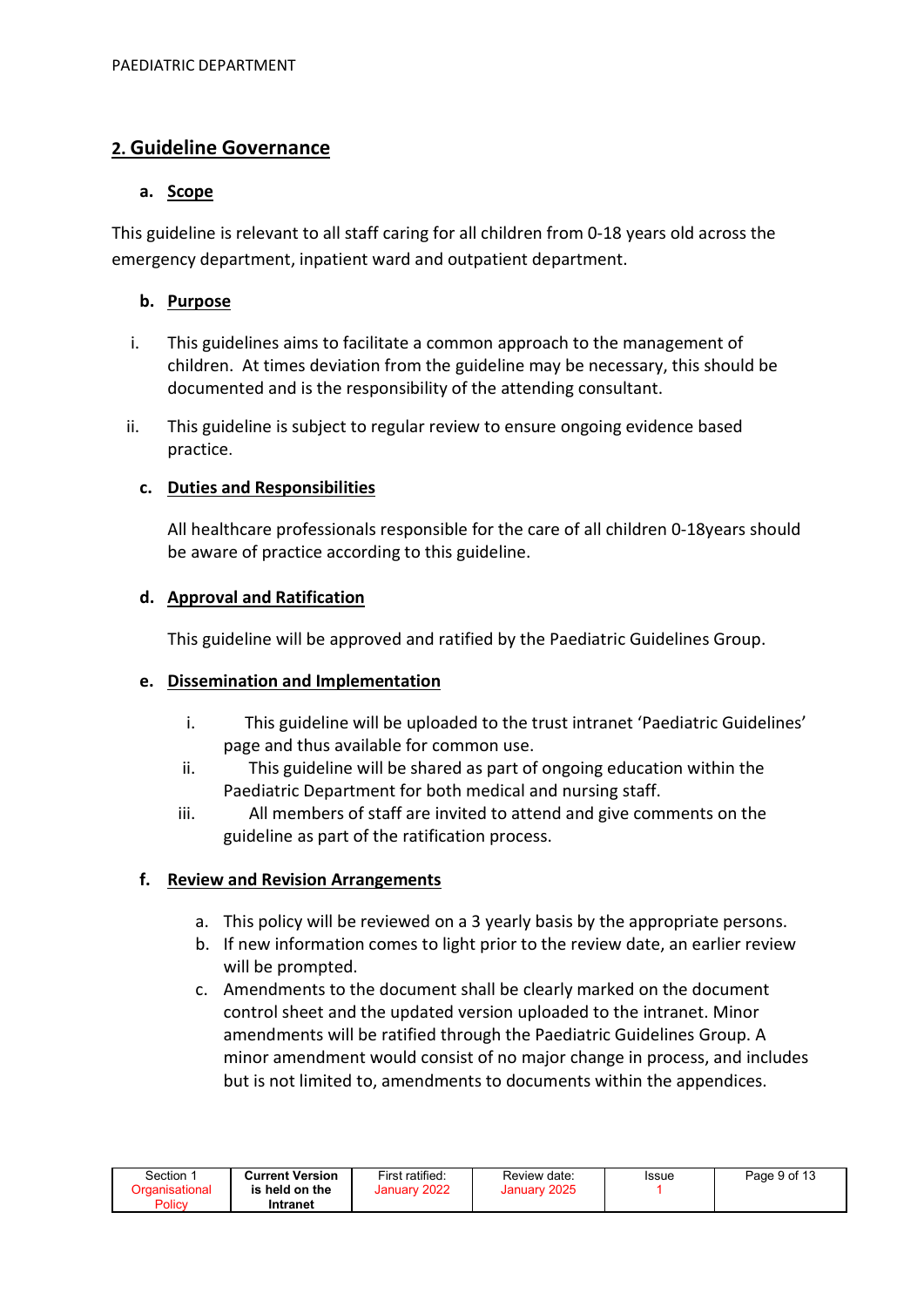## 2. Guideline Governance

### a. Scope

This guideline is relevant to all staff caring for all children from 0-18 years old across the emergency department, inpatient ward and outpatient department.

### b. Purpose

i. This guidelines aims to facilitate a common approach to the management of children. At times deviation from the guideline may be necessary, this should be documented and is the responsibility of the attending consultant.

ii. This guideline is subject to regular review to ensure ongoing evidence based practice.

### c. Duties and Responsibilities

All healthcare professionals responsible for the care of all children 0-18years should be aware of practice according to this guideline.

### d. Approval and Ratification

This guideline will be approved and ratified by the Paediatric Guidelines Group.

### e. Dissemination and Implementation

i. This guideline will be uploaded to the trust intranet 'Paediatric Guidelines' page and thus available for common use.

ii. This guideline will be shared as part of ongoing education within the Paediatric Department for both medical and nursing staff.

iii. All members of staff are invited to attend and give comments on the guideline as part of the ratification process.

### f. Review and Revision Arrangements

a. This policy will be reviewed on a 3 yearly basis by the appropriate persons.

b. If new information comes to light prior to the review date, an earlier review will be prompted.

c. Amendments to the document shall be clearly marked on the document control sheet and the updated version uploaded to the intranet. Minor amendments will be ratified through the Paediatric Guidelines Group. A minor amendment would consist of no major change in process, and includes but is not limited to, amendments to documents within the appendices.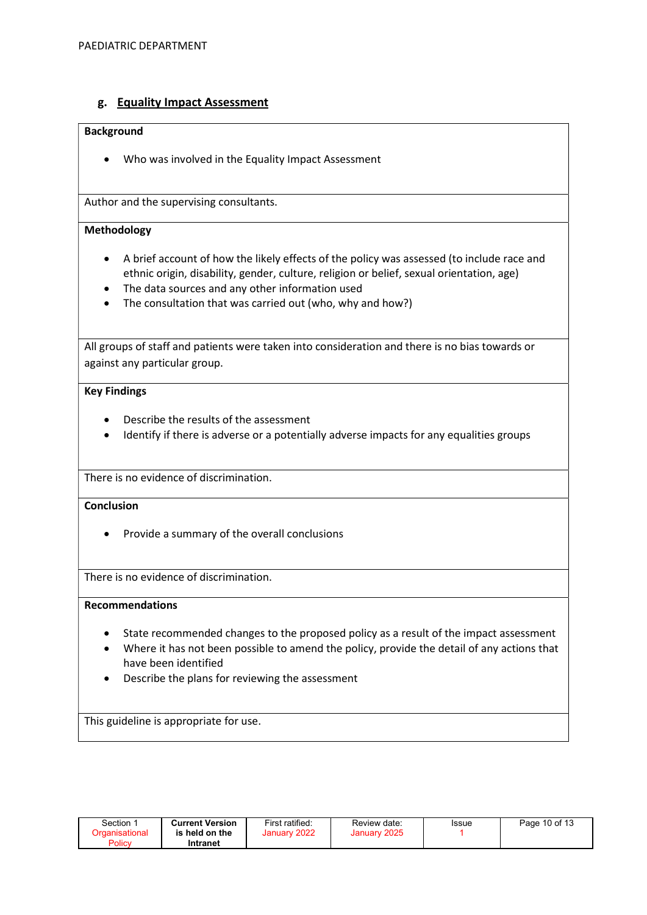## g. Equality Impact Assessment

**Background**

- Who was involved in the Equality Impact Assessment

Author and the supervising consultants.

**Methodology**

- A brief account of how the likely effects of the policy was assessed (to include race and ethnic origin, disability, gender, culture, religion or belief, sexual orientation, age)
- The data sources and any other information used
- The consultation that was carried out (who, why and how?)

All groups of staff and patients were taken into consideration and there is no bias towards or against any particular group.

**Key Findings**

- Describe the results of the assessment
- Identify if there is adverse or a potentially adverse impacts for any equalities groups

There is no evidence of discrimination.

**Conclusion**

- Provide a summary of the overall conclusions

There is no evidence of discrimination.

**Recommendations**

- State recommended changes to the proposed policy as a result of the impact assessment
- Where it has not been possible to amend the policy, provide the detail of any actions that have been identified
- Describe the plans for reviewing the assessment

This guideline is appropriate for use.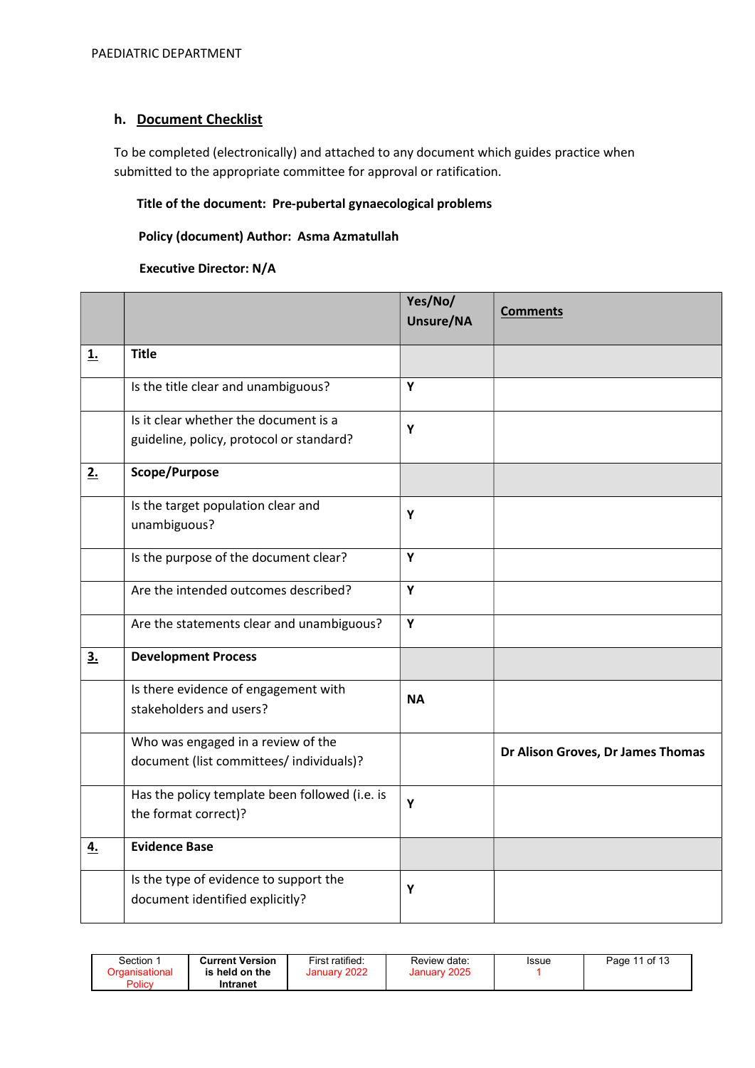## h. Document Checklist

To be completed (electronically) and attached to any document which guides practice when submitted to the appropriate committee for approval or ratification.

**Title of the document: Pre-pubertal gynaecological problems**

**Policy (document) Author: Asma Azmatullah**

**Executive Director: N/A**

| | | Yes/No/ Unsure/NA | Comments |
|---|---|---|---|
| **1.** | **Title** | | |
| | Is the title clear and unambiguous? | **Y** | |
| | Is it clear whether the document is a guideline, policy, protocol or standard? | **Y** | |
| **2.** | **Scope/Purpose** | | |
| | Is the target population clear and unambiguous? | **Y** | |
| | Is the purpose of the document clear? | **Y** | |
| | Are the intended outcomes described? | **Y** | |
| | Are the statements clear and unambiguous? | **Y** | |
| **3.** | **Development Process** | | |
| | Is there evidence of engagement with stakeholders and users? | **NA** | |
| | Who was engaged in a review of the document (list committees/ individuals)? | | **Dr Alison Groves, Dr James Thomas** |
| | Has the policy template been followed (i.e. is the format correct)? | **Y** | |
| **4.** | **Evidence Base** | | |
| | Is the type of evidence to support the document identified explicitly? | **Y** | |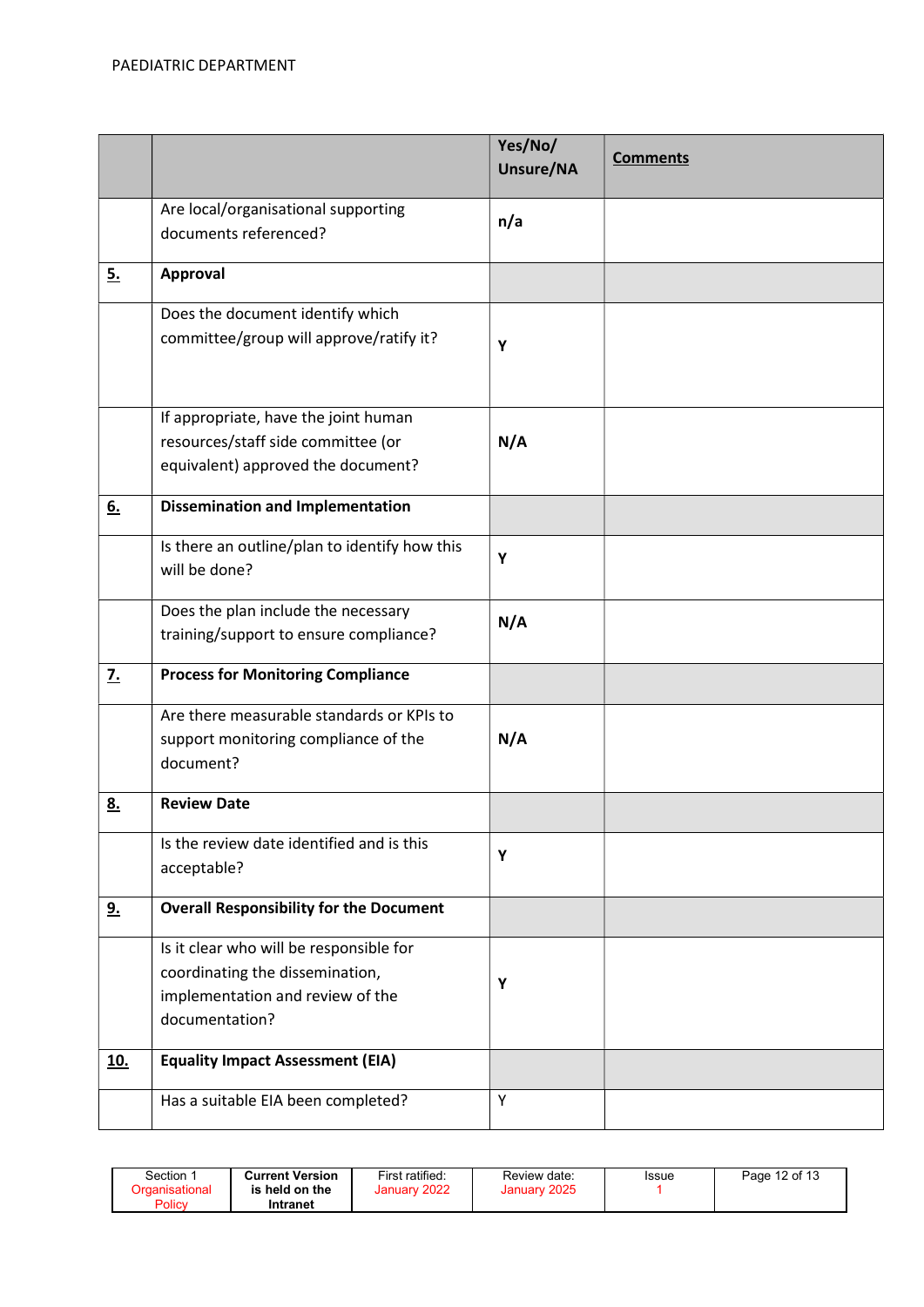| | | Yes/No/ Unsure/NA | Comments |
|---|---|---|---|
| | Are local/organisational supporting documents referenced? | n/a | |
| **5.** | **Approval** | | |
| | Does the document identify which committee/group will approve/ratify it? | Y | |
| | If appropriate, have the joint human resources/staff side committee (or equivalent) approved the document? | N/A | |
| **6.** | **Dissemination and Implementation** | | |
| | Is there an outline/plan to identify how this will be done? | Y | |
| | Does the plan include the necessary training/support to ensure compliance? | N/A | |
| **7.** | **Process for Monitoring Compliance** | | |
| | Are there measurable standards or KPIs to support monitoring compliance of the document? | N/A | |
| **8.** | **Review Date** | | |
| | Is the review date identified and is this acceptable? | Y | |
| **9.** | **Overall Responsibility for the Document** | | |
| | Is it clear who will be responsible for coordinating the dissemination, implementation and review of the documentation? | Y | |
| **10.** | **Equality Impact Assessment (EIA)** | | |
| | Has a suitable EIA been completed? | Y | |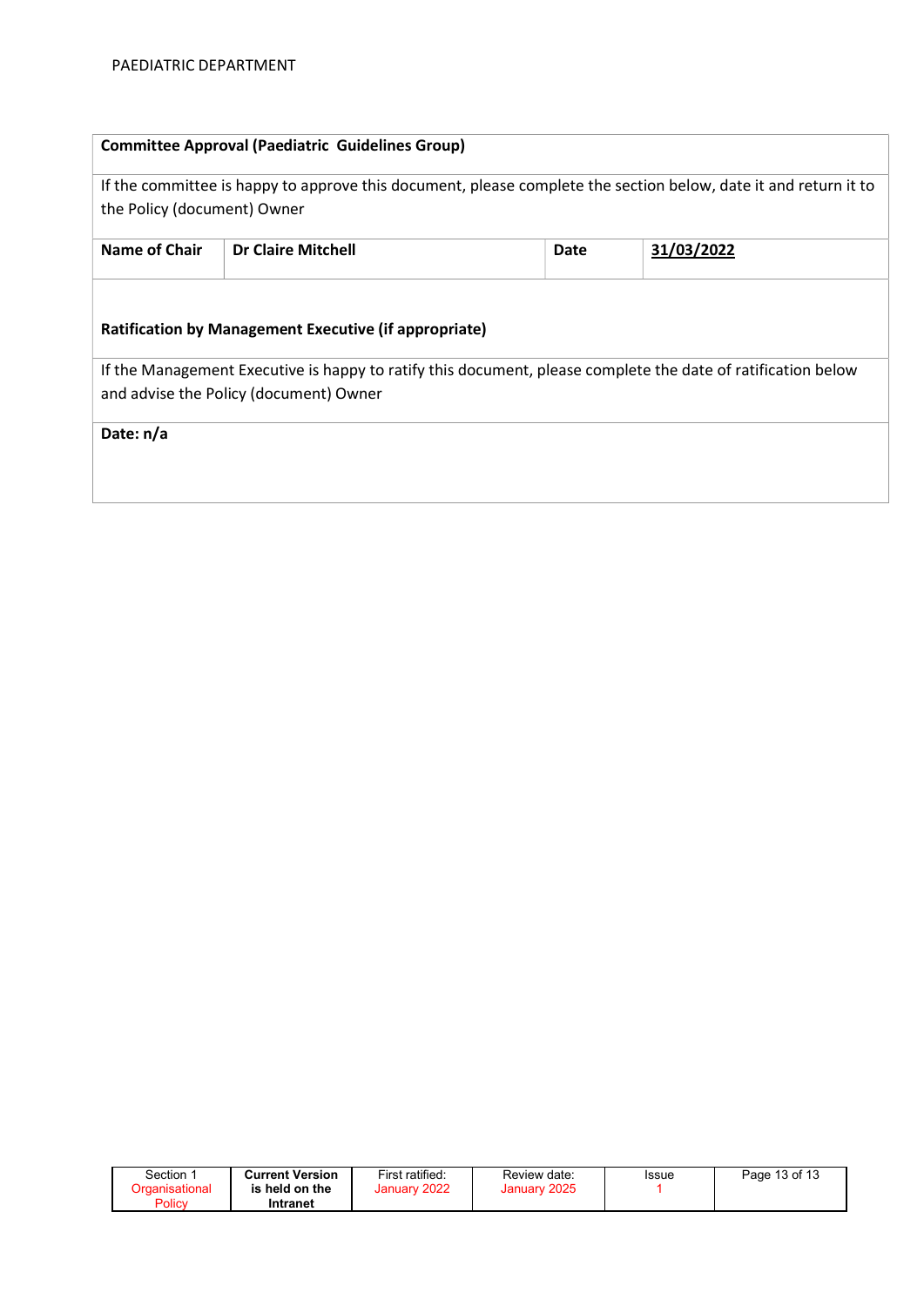| **Committee Approval (Paediatric Guidelines Group)** | | | |
|---|---|---|---|
| If the committee is happy to approve this document, please complete the section below, date it and return it to the Policy (document) Owner | | | |
| **Name of Chair** | **Dr Claire Mitchell** | **Date** | **31/03/2022** |

| **Ratification by Management Executive (if appropriate)** |
|---|
| If the Management Executive is happy to ratify this document, please complete the date of ratification below and advise the Policy (document) Owner |
| **Date: n/a** |